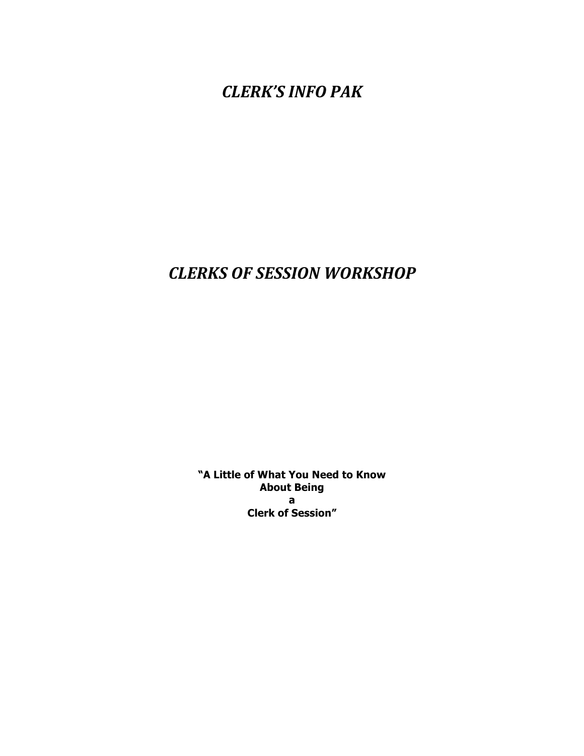# *CLERK'S INFO PAK*

# *CLERKS OF SESSION WORKSHOP*

**"A Little of What You Need to Know**
**About Being**
**a**
**Clerk of Session"**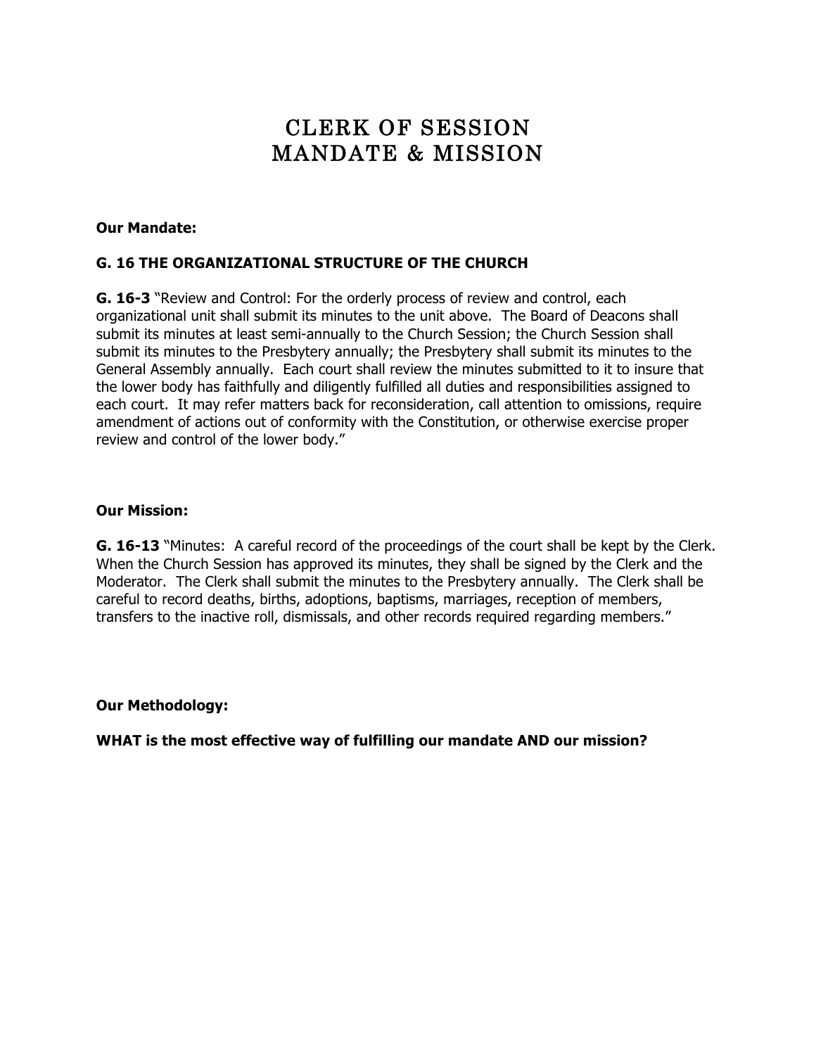# CLERK OF SESSION
# MANDATE & MISSION

**Our Mandate:**

**G. 16 THE ORGANIZATIONAL STRUCTURE OF THE CHURCH**

**G. 16-3** "Review and Control: For the orderly process of review and control, each organizational unit shall submit its minutes to the unit above. The Board of Deacons shall submit its minutes at least semi-annually to the Church Session; the Church Session shall submit its minutes to the Presbytery annually; the Presbytery shall submit its minutes to the General Assembly annually. Each court shall review the minutes submitted to it to insure that the lower body has faithfully and diligently fulfilled all duties and responsibilities assigned to each court. It may refer matters back for reconsideration, call attention to omissions, require amendment of actions out of conformity with the Constitution, or otherwise exercise proper review and control of the lower body."

**Our Mission:**

**G. 16-13** "Minutes: A careful record of the proceedings of the court shall be kept by the Clerk. When the Church Session has approved its minutes, they shall be signed by the Clerk and the Moderator. The Clerk shall submit the minutes to the Presbytery annually. The Clerk shall be careful to record deaths, births, adoptions, baptisms, marriages, reception of members, transfers to the inactive roll, dismissals, and other records required regarding members."

**Our Methodology:**

**WHAT is the most effective way of fulfilling our mandate AND our mission?**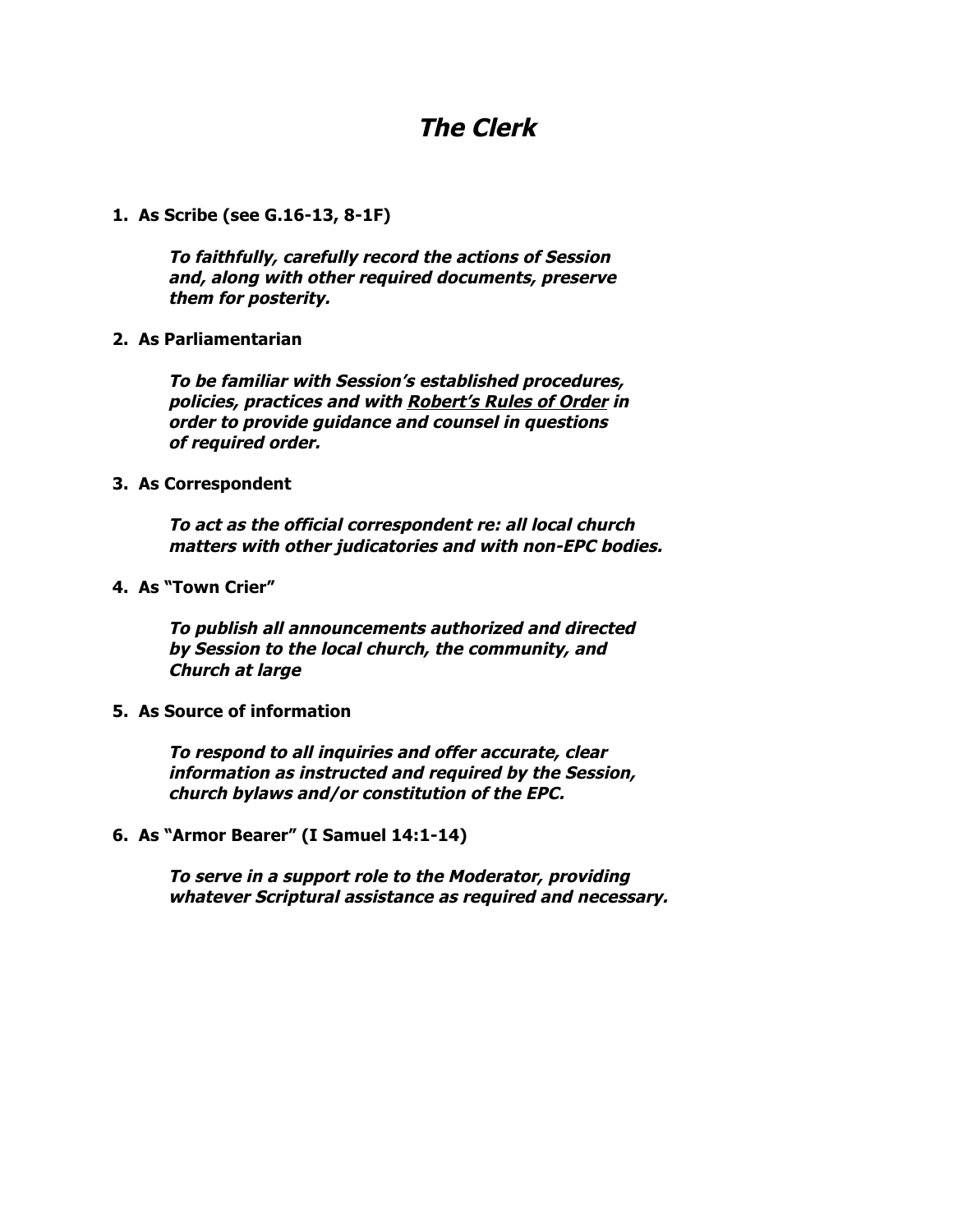# ***The Clerk***

1. **As Scribe (see G.16-13, 8-1F)**

   ***To faithfully, carefully record the actions of Session and, along with other required documents, preserve them for posterity.***

2. **As Parliamentarian**

   ***To be familiar with Session's established procedures, policies, practices and with <u>Robert's Rules of Order</u> in order to provide guidance and counsel in questions of required order.***

3. **As Correspondent**

   ***To act as the official correspondent re: all local church matters with other judicatories and with non-EPC bodies.***

4. **As "Town Crier"**

   ***To publish all announcements authorized and directed by Session to the local church, the community, and Church at large***

5. **As Source of information**

   ***To respond to all inquiries and offer accurate, clear information as instructed and required by the Session, church bylaws and/or constitution of the EPC.***

6. **As "Armor Bearer" (I Samuel 14:1-14)**

   ***To serve in a support role to the Moderator, providing whatever Scriptural assistance as required and necessary.***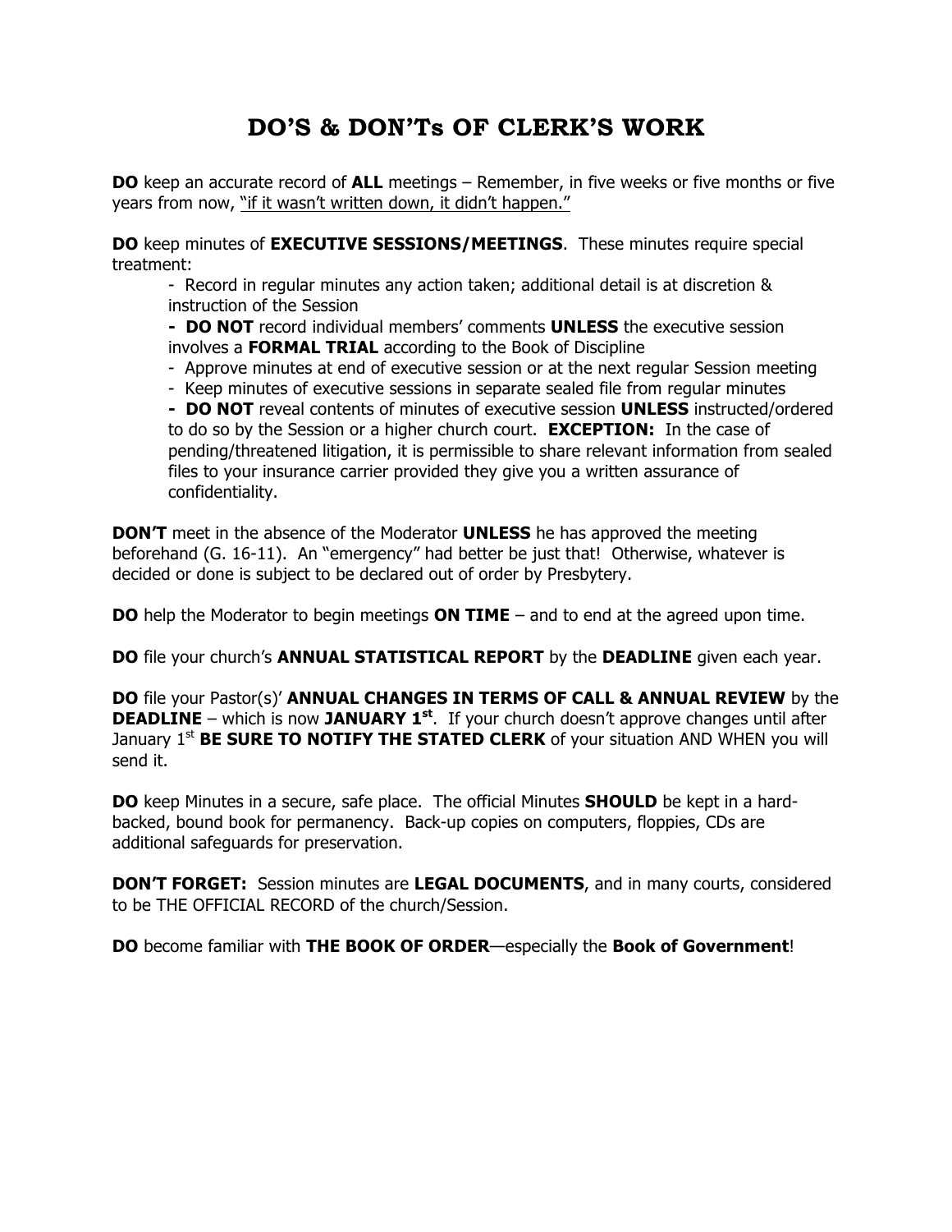# DO'S & DON'Ts OF CLERK'S WORK

**DO** keep an accurate record of **ALL** meetings – Remember, in five weeks or five months or five years from now, <u>"if it wasn't written down, it didn't happen."</u>

**DO** keep minutes of **EXECUTIVE SESSIONS/MEETINGS**. These minutes require special treatment:

- Record in regular minutes any action taken; additional detail is at discretion & instruction of the Session
- **DO NOT** record individual members' comments **UNLESS** the executive session involves a **FORMAL TRIAL** according to the Book of Discipline
- Approve minutes at end of executive session or at the next regular Session meeting
- Keep minutes of executive sessions in separate sealed file from regular minutes
- **DO NOT** reveal contents of minutes of executive session **UNLESS** instructed/ordered to do so by the Session or a higher church court. **EXCEPTION:** In the case of pending/threatened litigation, it is permissible to share relevant information from sealed files to your insurance carrier provided they give you a written assurance of confidentiality.

**DON'T** meet in the absence of the Moderator **UNLESS** he has approved the meeting beforehand (G. 16-11). An "emergency" had better be just that! Otherwise, whatever is decided or done is subject to be declared out of order by Presbytery.

**DO** help the Moderator to begin meetings **ON TIME** – and to end at the agreed upon time.

**DO** file your church's **ANNUAL STATISTICAL REPORT** by the **DEADLINE** given each year.

**DO** file your Pastor(s)' **ANNUAL CHANGES IN TERMS OF CALL & ANNUAL REVIEW** by the **DEADLINE** – which is now **JANUARY 1st**. If your church doesn't approve changes until after January 1st **BE SURE TO NOTIFY THE STATED CLERK** of your situation AND WHEN you will send it.

**DO** keep Minutes in a secure, safe place. The official Minutes **SHOULD** be kept in a hard-backed, bound book for permanency. Back-up copies on computers, floppies, CDs are additional safeguards for preservation.

**DON'T FORGET:** Session minutes are **LEGAL DOCUMENTS**, and in many courts, considered to be THE OFFICIAL RECORD of the church/Session.

**DO** become familiar with **THE BOOK OF ORDER**—especially the **Book of Government**!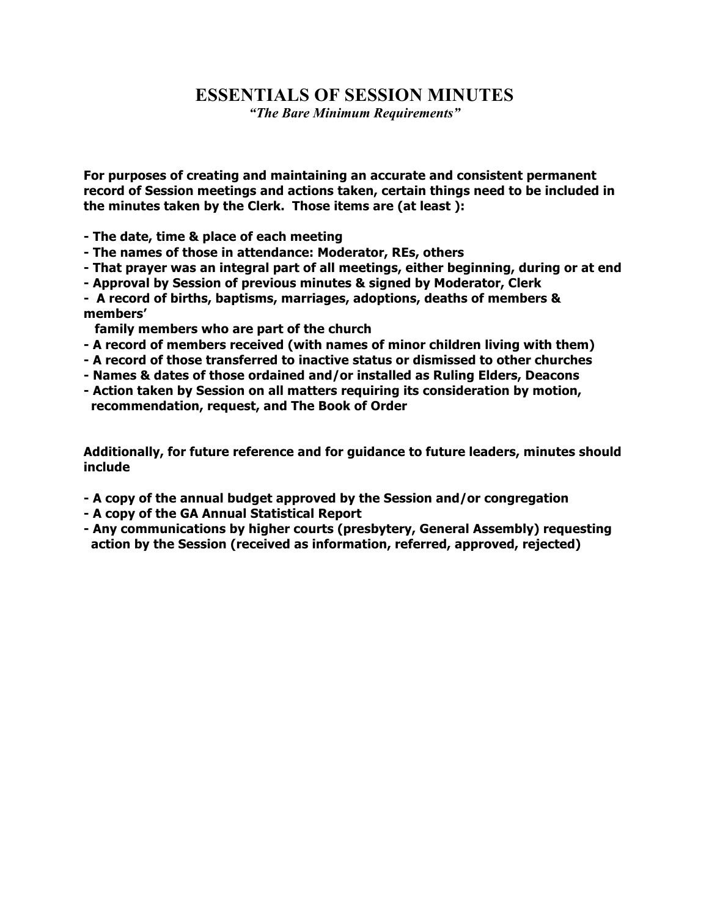# ESSENTIALS OF SESSION MINUTES

*"The Bare Minimum Requirements"*

**For purposes of creating and maintaining an accurate and consistent permanent record of Session meetings and actions taken, certain things need to be included in the minutes taken by the Clerk. Those items are (at least ):**

- **The date, time & place of each meeting**
- **The names of those in attendance: Moderator, REs, others**
- **That prayer was an integral part of all meetings, either beginning, during or at end**
- **Approval by Session of previous minutes & signed by Moderator, Clerk**
- **A record of births, baptisms, marriages, adoptions, deaths of members & members' family members who are part of the church**
- **A record of members received (with names of minor children living with them)**
- **A record of those transferred to inactive status or dismissed to other churches**
- **Names & dates of those ordained and/or installed as Ruling Elders, Deacons**
- **Action taken by Session on all matters requiring its consideration by motion, recommendation, request, and The Book of Order**

**Additionally, for future reference and for guidance to future leaders, minutes should include**

- **A copy of the annual budget approved by the Session and/or congregation**
- **A copy of the GA Annual Statistical Report**
- **Any communications by higher courts (presbytery, General Assembly) requesting action by the Session (received as information, referred, approved, rejected)**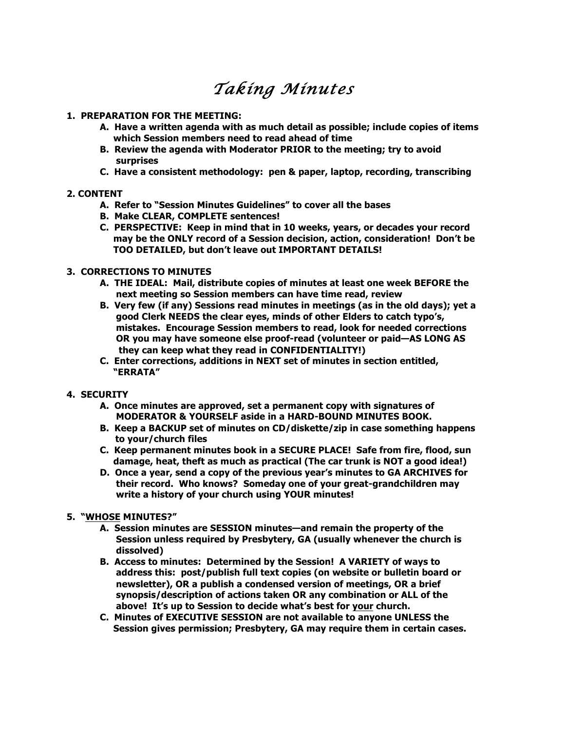# *Taking Minutes*

**1. PREPARATION FOR THE MEETING:**

- **A. Have a written agenda with as much detail as possible; include copies of items which Session members need to read ahead of time**
- **B. Review the agenda with Moderator PRIOR to the meeting; try to avoid surprises**
- **C. Have a consistent methodology: pen & paper, laptop, recording, transcribing**

**2. CONTENT**

- **A. Refer to "Session Minutes Guidelines" to cover all the bases**
- **B. Make CLEAR, COMPLETE sentences!**
- **C. PERSPECTIVE: Keep in mind that in 10 weeks, years, or decades your record may be the ONLY record of a Session decision, action, consideration! Don't be TOO DETAILED, but don't leave out IMPORTANT DETAILS!**

**3. CORRECTIONS TO MINUTES**

- **A. THE IDEAL: Mail, distribute copies of minutes at least one week BEFORE the next meeting so Session members can have time read, review**
- **B. Very few (if any) Sessions read minutes in meetings (as in the old days); yet a good Clerk NEEDS the clear eyes, minds of other Elders to catch typo's, mistakes. Encourage Session members to read, look for needed corrections OR you may have someone else proof-read (volunteer or paid—AS LONG AS they can keep what they read in CONFIDENTIALITY!)**
- **C. Enter corrections, additions in NEXT set of minutes in section entitled, "ERRATA"**

**4. SECURITY**

- **A. Once minutes are approved, set a permanent copy with signatures of MODERATOR & YOURSELF aside in a HARD-BOUND MINUTES BOOK.**
- **B. Keep a BACKUP set of minutes on CD/diskette/zip in case something happens to your/church files**
- **C. Keep permanent minutes book in a SECURE PLACE! Safe from fire, flood, sun damage, heat, theft as much as practical (The car trunk is NOT a good idea!)**
- **D. Once a year, send a copy of the previous year's minutes to GA ARCHIVES for their record. Who knows? Someday one of your great-grandchildren may write a history of your church using YOUR minutes!**

**5. "<u>WHOSE</u> MINUTES?"**

- **A. Session minutes are SESSION minutes—and remain the property of the Session unless required by Presbytery, GA (usually whenever the church is dissolved)**
- **B. Access to minutes: Determined by the Session! A VARIETY of ways to address this: post/publish full text copies (on website or bulletin board or newsletter), OR a publish a condensed version of meetings, OR a brief synopsis/description of actions taken OR any combination or ALL of the above! It's up to Session to decide what's best for <u>your</u> church.**
- **C. Minutes of EXECUTIVE SESSION are not available to anyone UNLESS the Session gives permission; Presbytery, GA may require them in certain cases.**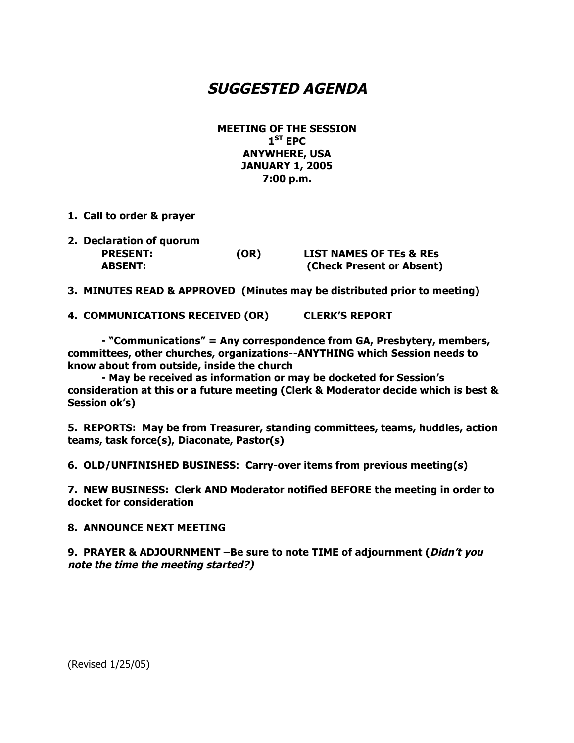# *SUGGESTED AGENDA*

**MEETING OF THE SESSION**
**1[ST] EPC**
**ANYWHERE, USA**
**JANUARY 1, 2005**
**7:00 p.m.**

1. **Call to order & prayer**

2. **Declaration of quorum**

| | | |
|---|---|---|
| **PRESENT:** | **(OR)** | **LIST NAMES OF TEs & REs** |
| **ABSENT:** | | **(Check Present or Absent)** |

3. **MINUTES READ & APPROVED (Minutes may be distributed prior to meeting)**

4. **COMMUNICATIONS RECEIVED (OR) CLERK'S REPORT**

   **- "Communications" = Any correspondence from GA, Presbytery, members, committees, other churches, organizations--ANYTHING which Session needs to know about from outside, inside the church**

   **- May be received as information or may be docketed for Session's consideration at this or a future meeting (Clerk & Moderator decide which is best & Session ok's)**

5. **REPORTS: May be from Treasurer, standing committees, teams, huddles, action teams, task force(s), Diaconate, Pastor(s)**

6. **OLD/UNFINISHED BUSINESS: Carry-over items from previous meeting(s)**

7. **NEW BUSINESS: Clerk AND Moderator notified BEFORE the meeting in order to docket for consideration**

8. **ANNOUNCE NEXT MEETING**

9. **PRAYER & ADJOURNMENT –Be sure to note TIME of adjournment (*Didn't you note the time the meeting started?)***

(Revised 1/25/05)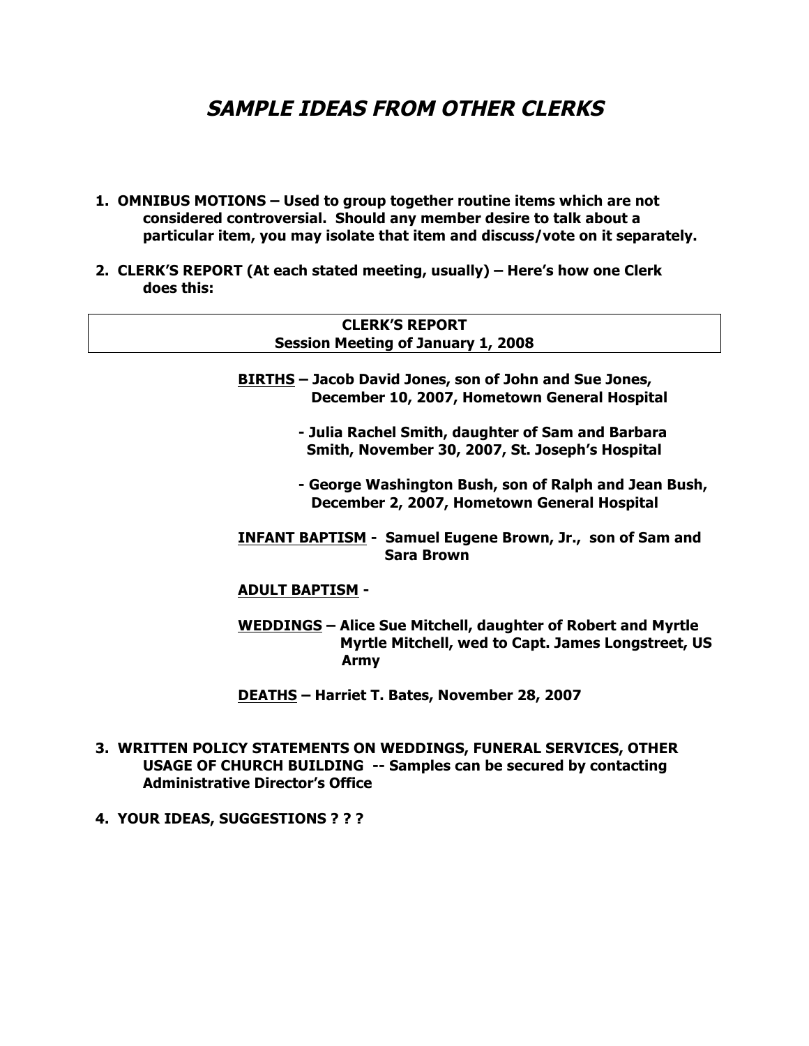# *SAMPLE IDEAS FROM OTHER CLERKS*

1. **OMNIBUS MOTIONS – Used to group together routine items which are not considered controversial. Should any member desire to talk about a particular item, you may isolate that item and discuss/vote on it separately.**

2. **CLERK'S REPORT (At each stated meeting, usually) – Here's how one Clerk does this:**

| **CLERK'S REPORT** <br> **Session Meeting of January 1, 2008** |
|---|

**<u>BIRTHS</u> – Jacob David Jones, son of John and Sue Jones, December 10, 2007, Hometown General Hospital**

**- Julia Rachel Smith, daughter of Sam and Barbara Smith, November 30, 2007, St. Joseph's Hospital**

**- George Washington Bush, son of Ralph and Jean Bush, December 2, 2007, Hometown General Hospital**

**<u>INFANT BAPTISM</u> - Samuel Eugene Brown, Jr., son of Sam and Sara Brown**

**<u>ADULT BAPTISM</u> -**

**<u>WEDDINGS</u> – Alice Sue Mitchell, daughter of Robert and Myrtle Myrtle Mitchell, wed to Capt. James Longstreet, US Army**

**<u>DEATHS</u> – Harriet T. Bates, November 28, 2007**

3. **WRITTEN POLICY STATEMENTS ON WEDDINGS, FUNERAL SERVICES, OTHER USAGE OF CHURCH BUILDING -- Samples can be secured by contacting Administrative Director's Office**

4. **YOUR IDEAS, SUGGESTIONS ? ? ?**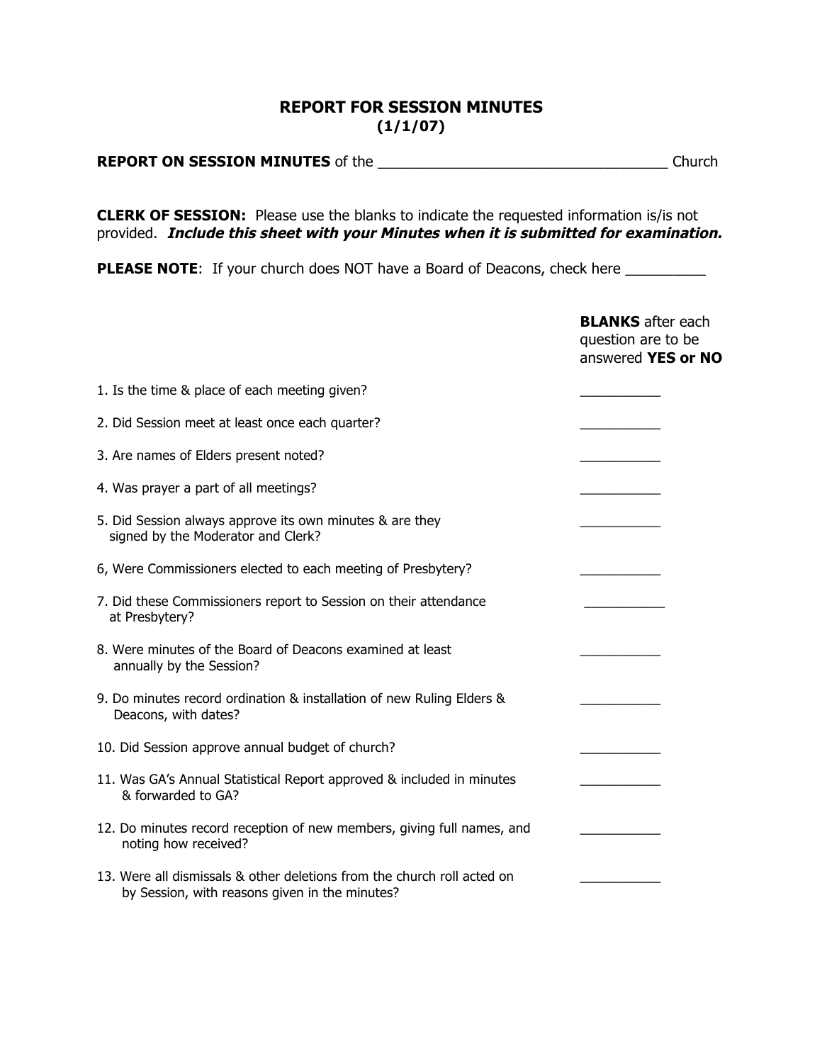# REPORT FOR SESSION MINUTES
## (1/1/07)

**REPORT ON SESSION MINUTES** of the ___________________________________ Church

**CLERK OF SESSION:** Please use the blanks to indicate the requested information is/is not provided. ***Include this sheet with your Minutes when it is submitted for examination.***

**PLEASE NOTE**: If your church does NOT have a Board of Deacons, check here _________

| | **BLANKS** after each question are to be answered **YES or NO** |
|---|---|
| 1. Is the time & place of each meeting given? | ___________ |
| 2. Did Session meet at least once each quarter? | ___________ |
| 3. Are names of Elders present noted? | ___________ |
| 4. Was prayer a part of all meetings? | ___________ |
| 5. Did Session always approve its own minutes & are they signed by the Moderator and Clerk? | ___________ |
| 6, Were Commissioners elected to each meeting of Presbytery? | ___________ |
| 7. Did these Commissioners report to Session on their attendance at Presbytery? | ___________ |
| 8. Were minutes of the Board of Deacons examined at least annually by the Session? | ___________ |
| 9. Do minutes record ordination & installation of new Ruling Elders & Deacons, with dates? | ___________ |
| 10. Did Session approve annual budget of church? | ___________ |
| 11. Was GA's Annual Statistical Report approved & included in minutes & forwarded to GA? | ___________ |
| 12. Do minutes record reception of new members, giving full names, and noting how received? | ___________ |
| 13. Were all dismissals & other deletions from the church roll acted on by Session, with reasons given in the minutes? | ___________ |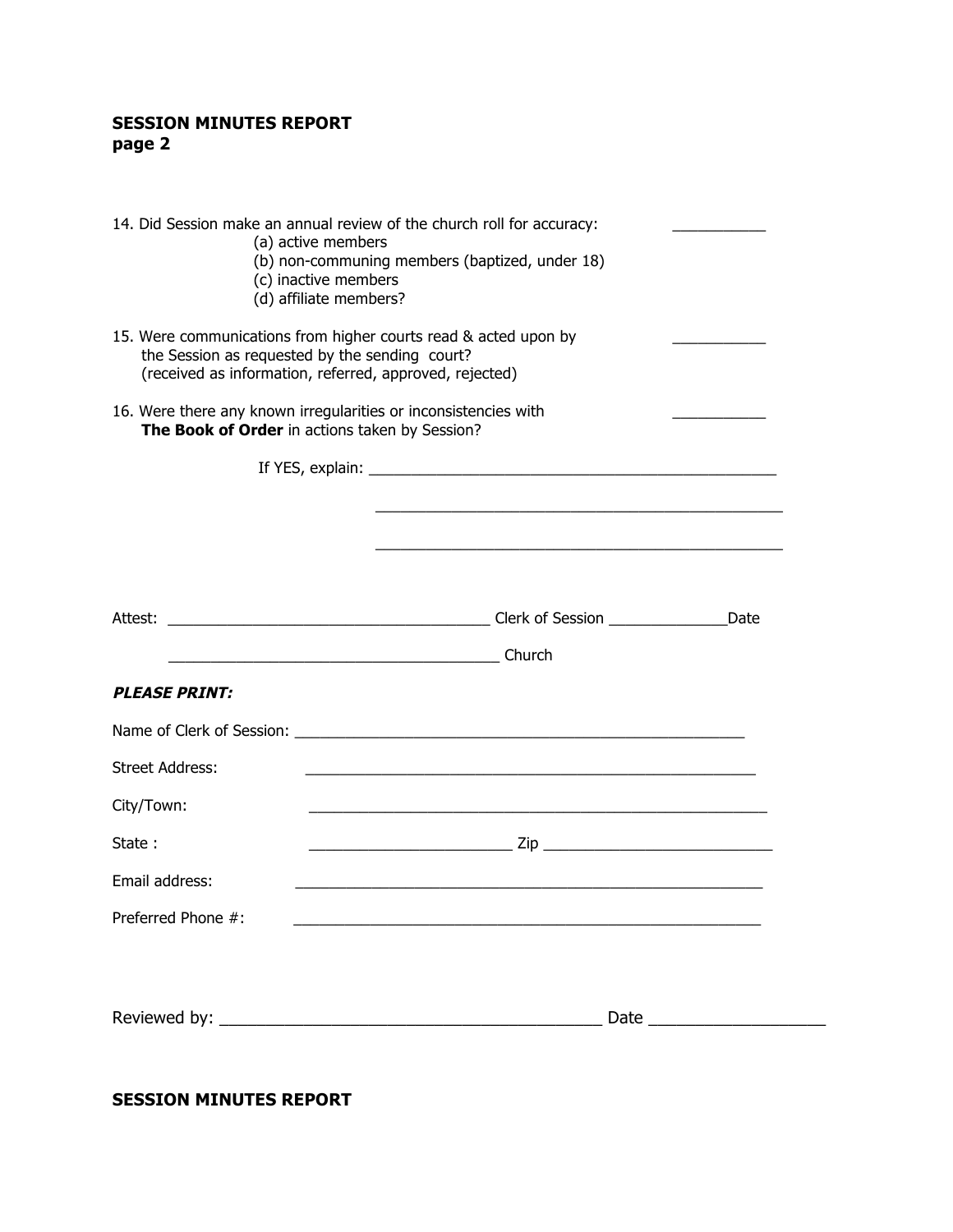**SESSION MINUTES REPORT**
**page 2**

14. Did Session make an annual review of the church roll for accuracy: ___________
    (a) active members
    (b) non-communing members (baptized, under 18)
    (c) inactive members
    (d) affiliate members?

15. Were communications from higher courts read & acted upon by the Session as requested by the sending court? ___________
    (received as information, referred, approved, rejected)

16. Were there any known irregularities or inconsistencies with **The Book of Order** in actions taken by Session? ___________

    If YES, explain: __________________________________________________

    __________________________________________________

    __________________________________________________

Attest: ________________________________________ Clerk of Session ______________Date

________________________________________ Church

***PLEASE PRINT:***

Name of Clerk of Session: ________________________________________________________

Street Address: ________________________________________________________

City/Town: ________________________________________________________

State : ________________________ Zip ___________________________

Email address: ________________________________________________________

Preferred Phone #: ________________________________________________________

Reviewed by: __________________________________________ Date ___________________

**SESSION MINUTES REPORT**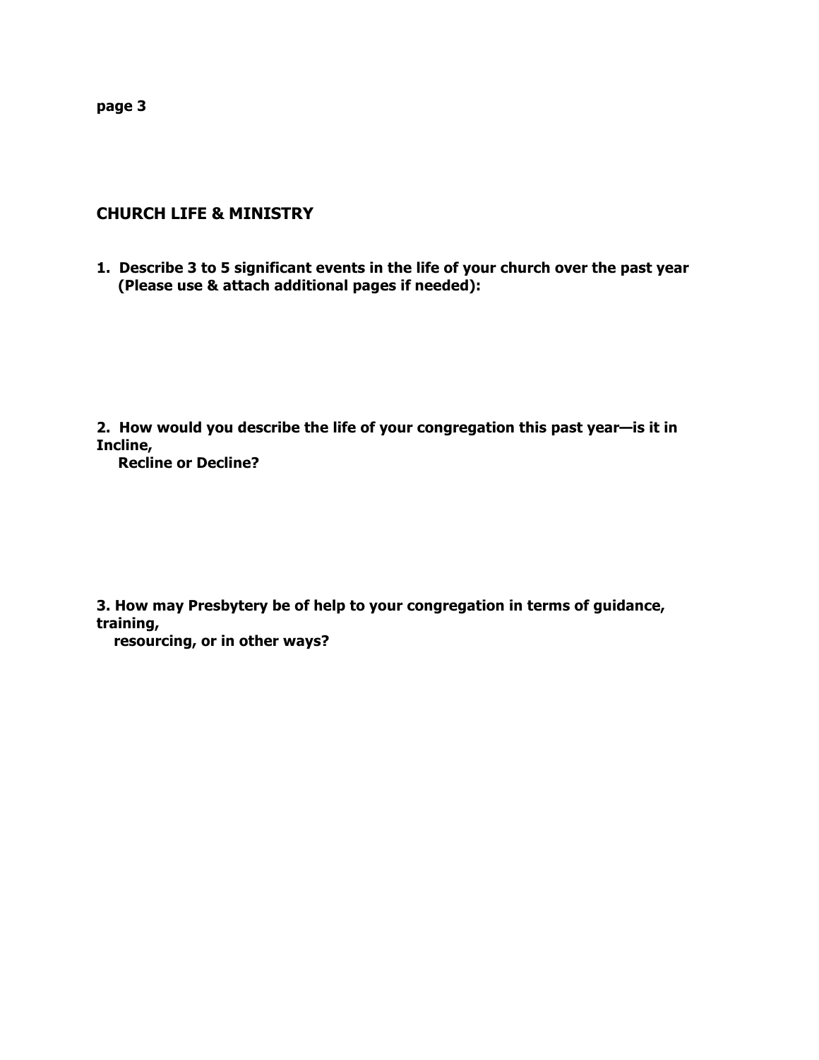## CHURCH LIFE & MINISTRY

**1. Describe 3 to 5 significant events in the life of your church over the past year (Please use & attach additional pages if needed):**

**2. How would you describe the life of your congregation this past year—is it in Incline, Recline or Decline?**

**3. How may Presbytery be of help to your congregation in terms of guidance, training, resourcing, or in other ways?**